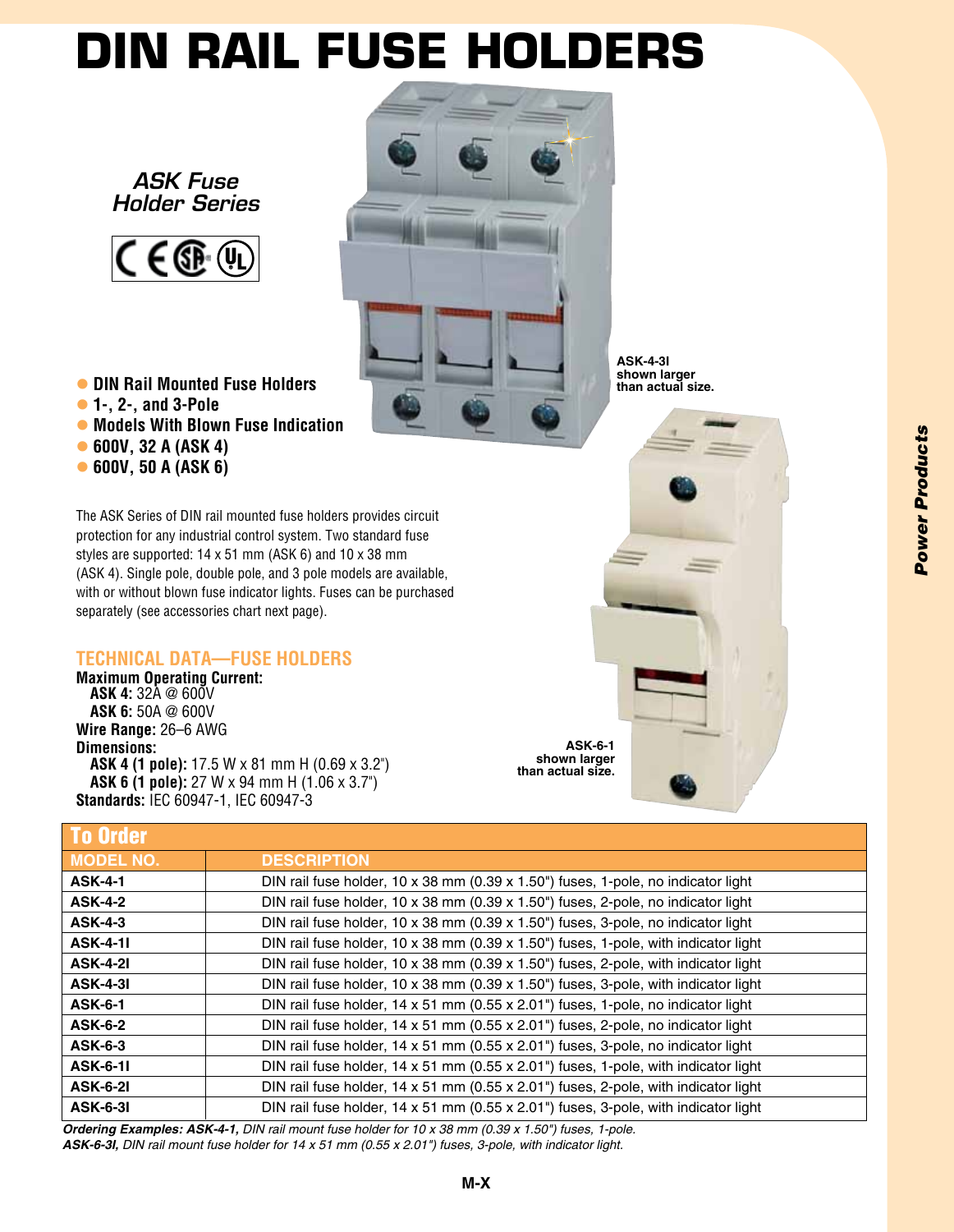# DIN RAIL FUSE HOLDERS

## *ASK Fuse Holder Series*

- **DIN Rail Mounted Fuse Holders**
- **1-, 2-, and 3-Pole**
- **Models With Blown Fuse Indication**
- **600V, 32 A (ASK 4)**
- **600V, 50 A (ASK 6)**

**ASK-4-3I shown larger than actual size.**

The ASK Series of DIN rail mounted fuse holders provides circuit protection for any industrial control system. Two standard fuse styles are supported: 14 x 51 mm (ASK 6) and 10 x 38 mm (ASK 4). Single pole, double pole, and 3 pole models are available, with or without blown fuse indicator lights. Fuses can be purchased separately (see accessories chart next page).

### TECHNICAL DATA—FUSE HOLDERS

**Maximum Operating Current:**
  **ASK 4:** 32A @ 600V
  **ASK 6:** 50A @ 600V
**Wire Range:** 26–6 AWG
**Dimensions:**
  **ASK 4 (1 pole):** 17.5 W x 81 mm H (0.69 x 3.2")
  **ASK 6 (1 pole):** 27 W x 94 mm H (1.06 x 3.7")
**Standards:** IEC 60947-1, IEC 60947-3

**ASK-6-1 shown larger than actual size.**

## To Order

| MODEL NO. | DESCRIPTION |
|---|---|
| **ASK-4-1** | DIN rail fuse holder, 10 x 38 mm (0.39 x 1.50") fuses, 1-pole, no indicator light |
| **ASK-4-2** | DIN rail fuse holder, 10 x 38 mm (0.39 x 1.50") fuses, 2-pole, no indicator light |
| **ASK-4-3** | DIN rail fuse holder, 10 x 38 mm (0.39 x 1.50") fuses, 3-pole, no indicator light |
| **ASK-4-1I** | DIN rail fuse holder, 10 x 38 mm (0.39 x 1.50") fuses, 1-pole, with indicator light |
| **ASK-4-2I** | DIN rail fuse holder, 10 x 38 mm (0.39 x 1.50") fuses, 2-pole, with indicator light |
| **ASK-4-3I** | DIN rail fuse holder, 10 x 38 mm (0.39 x 1.50") fuses, 3-pole, with indicator light |
| **ASK-6-1** | DIN rail fuse holder, 14 x 51 mm (0.55 x 2.01") fuses, 1-pole, no indicator light |
| **ASK-6-2** | DIN rail fuse holder, 14 x 51 mm (0.55 x 2.01") fuses, 2-pole, no indicator light |
| **ASK-6-3** | DIN rail fuse holder, 14 x 51 mm (0.55 x 2.01") fuses, 3-pole, no indicator light |
| **ASK-6-1I** | DIN rail fuse holder, 14 x 51 mm (0.55 x 2.01") fuses, 1-pole, with indicator light |
| **ASK-6-2I** | DIN rail fuse holder, 14 x 51 mm (0.55 x 2.01") fuses, 2-pole, with indicator light |
| **ASK-6-3I** | DIN rail fuse holder, 14 x 51 mm (0.55 x 2.01") fuses, 3-pole, with indicator light |

*__Ordering Examples: ASK-4-1,__ DIN rail mount fuse holder for 10 x 38 mm (0.39 x 1.50") fuses, 1-pole.*
*__ASK-6-3I,__ DIN rail mount fuse holder for 14 x 51 mm (0.55 x 2.01") fuses, 3-pole, with indicator light.*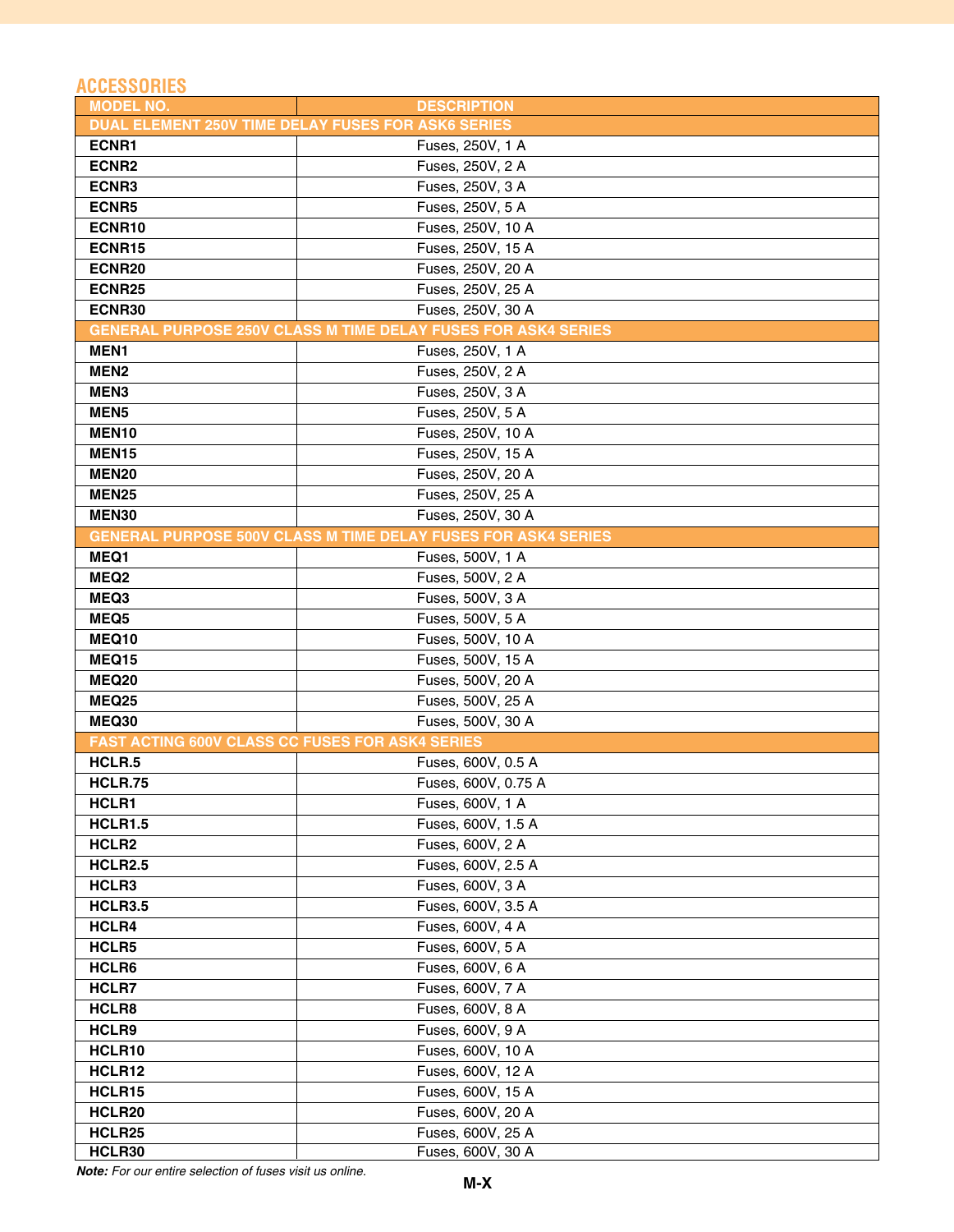## ACCESSORIES

| MODEL NO. | DESCRIPTION |
|---|---|
| **DUAL ELEMENT 250V TIME DELAY FUSES FOR ASK6 SERIES** | |
| **ECNR1** | Fuses, 250V, 1 A |
| **ECNR2** | Fuses, 250V, 2 A |
| **ECNR3** | Fuses, 250V, 3 A |
| **ECNR5** | Fuses, 250V, 5 A |
| **ECNR10** | Fuses, 250V, 10 A |
| **ECNR15** | Fuses, 250V, 15 A |
| **ECNR20** | Fuses, 250V, 20 A |
| **ECNR25** | Fuses, 250V, 25 A |
| **ECNR30** | Fuses, 250V, 30 A |
| **GENERAL PURPOSE 250V CLASS M TIME DELAY FUSES FOR ASK4 SERIES** | |
| **MEN1** | Fuses, 250V, 1 A |
| **MEN2** | Fuses, 250V, 2 A |
| **MEN3** | Fuses, 250V, 3 A |
| **MEN5** | Fuses, 250V, 5 A |
| **MEN10** | Fuses, 250V, 10 A |
| **MEN15** | Fuses, 250V, 15 A |
| **MEN20** | Fuses, 250V, 20 A |
| **MEN25** | Fuses, 250V, 25 A |
| **MEN30** | Fuses, 250V, 30 A |
| **GENERAL PURPOSE 500V CLASS M TIME DELAY FUSES FOR ASK4 SERIES** | |
| **MEQ1** | Fuses, 500V, 1 A |
| **MEQ2** | Fuses, 500V, 2 A |
| **MEQ3** | Fuses, 500V, 3 A |
| **MEQ5** | Fuses, 500V, 5 A |
| **MEQ10** | Fuses, 500V, 10 A |
| **MEQ15** | Fuses, 500V, 15 A |
| **MEQ20** | Fuses, 500V, 20 A |
| **MEQ25** | Fuses, 500V, 25 A |
| **MEQ30** | Fuses, 500V, 30 A |
| **FAST ACTING 600V CLASS CC FUSES FOR ASK4 SERIES** | |
| **HCLR.5** | Fuses, 600V, 0.5 A |
| **HCLR.75** | Fuses, 600V, 0.75 A |
| **HCLR1** | Fuses, 600V, 1 A |
| **HCLR1.5** | Fuses, 600V, 1.5 A |
| **HCLR2** | Fuses, 600V, 2 A |
| **HCLR2.5** | Fuses, 600V, 2.5 A |
| **HCLR3** | Fuses, 600V, 3 A |
| **HCLR3.5** | Fuses, 600V, 3.5 A |
| **HCLR4** | Fuses, 600V, 4 A |
| **HCLR5** | Fuses, 600V, 5 A |
| **HCLR6** | Fuses, 600V, 6 A |
| **HCLR7** | Fuses, 600V, 7 A |
| **HCLR8** | Fuses, 600V, 8 A |
| **HCLR9** | Fuses, 600V, 9 A |
| **HCLR10** | Fuses, 600V, 10 A |
| **HCLR12** | Fuses, 600V, 12 A |
| **HCLR15** | Fuses, 600V, 15 A |
| **HCLR20** | Fuses, 600V, 20 A |
| **HCLR25** | Fuses, 600V, 25 A |
| **HCLR30** | Fuses, 600V, 30 A |

***Note:*** *For our entire selection of fuses visit us online.*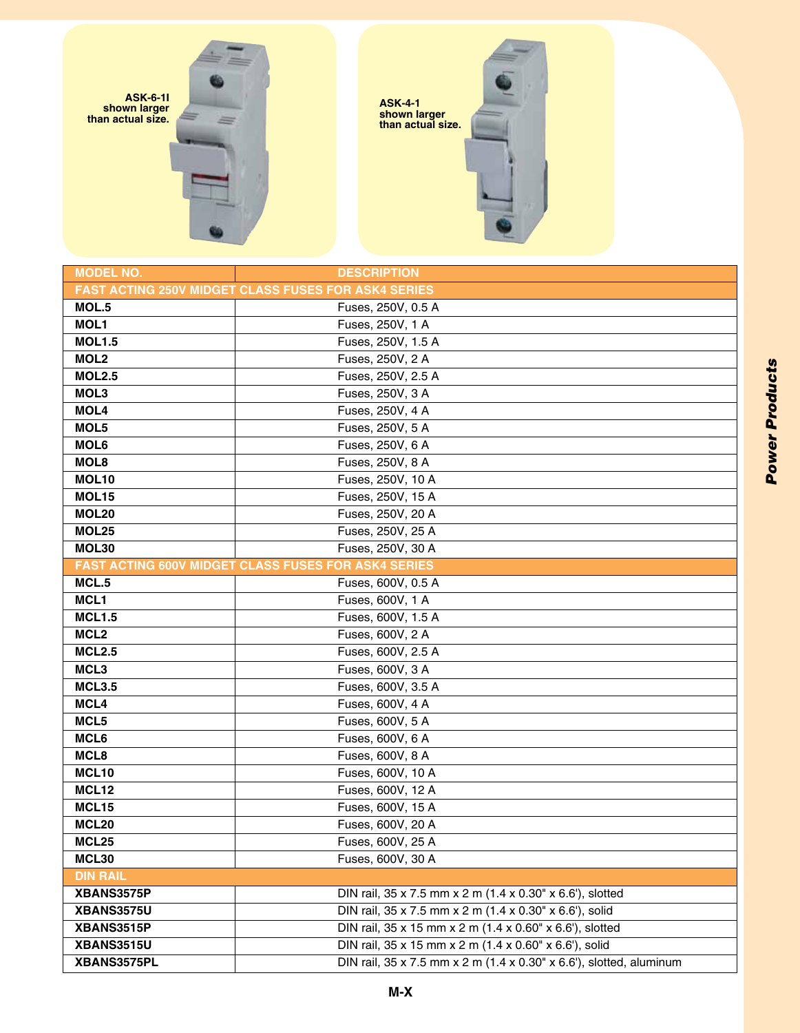ASK-6-1I shown larger than actual size.

ASK-4-1 shown larger than actual size.

| MODEL NO. | DESCRIPTION |
|---|---|
| **FAST ACTING 250V MIDGET CLASS FUSES FOR ASK4 SERIES** | |
| **MOL.5** | Fuses, 250V, 0.5 A |
| **MOL1** | Fuses, 250V, 1 A |
| **MOL1.5** | Fuses, 250V, 1.5 A |
| **MOL2** | Fuses, 250V, 2 A |
| **MOL2.5** | Fuses, 250V, 2.5 A |
| **MOL3** | Fuses, 250V, 3 A |
| **MOL4** | Fuses, 250V, 4 A |
| **MOL5** | Fuses, 250V, 5 A |
| **MOL6** | Fuses, 250V, 6 A |
| **MOL8** | Fuses, 250V, 8 A |
| **MOL10** | Fuses, 250V, 10 A |
| **MOL15** | Fuses, 250V, 15 A |
| **MOL20** | Fuses, 250V, 20 A |
| **MOL25** | Fuses, 250V, 25 A |
| **MOL30** | Fuses, 250V, 30 A |
| **FAST ACTING 600V MIDGET CLASS FUSES FOR ASK4 SERIES** | |
| **MCL.5** | Fuses, 600V, 0.5 A |
| **MCL1** | Fuses, 600V, 1 A |
| **MCL1.5** | Fuses, 600V, 1.5 A |
| **MCL2** | Fuses, 600V, 2 A |
| **MCL2.5** | Fuses, 600V, 2.5 A |
| **MCL3** | Fuses, 600V, 3 A |
| **MCL3.5** | Fuses, 600V, 3.5 A |
| **MCL4** | Fuses, 600V, 4 A |
| **MCL5** | Fuses, 600V, 5 A |
| **MCL6** | Fuses, 600V, 6 A |
| **MCL8** | Fuses, 600V, 8 A |
| **MCL10** | Fuses, 600V, 10 A |
| **MCL12** | Fuses, 600V, 12 A |
| **MCL15** | Fuses, 600V, 15 A |
| **MCL20** | Fuses, 600V, 20 A |
| **MCL25** | Fuses, 600V, 25 A |
| **MCL30** | Fuses, 600V, 30 A |
| **DIN RAIL** | |
| **XBANS3575P** | DIN rail, 35 x 7.5 mm x 2 m (1.4 x 0.30" x 6.6'), slotted |
| **XBANS3575U** | DIN rail, 35 x 7.5 mm x 2 m (1.4 x 0.30" x 6.6'), solid |
| **XBANS3515P** | DIN rail, 35 x 15 mm x 2 m (1.4 x 0.60" x 6.6'), slotted |
| **XBANS3515U** | DIN rail, 35 x 15 mm x 2 m (1.4 x 0.60" x 6.6'), solid |
| **XBANS3575PL** | DIN rail, 35 x 7.5 mm x 2 m (1.4 x 0.30" x 6.6'), slotted, aluminum |